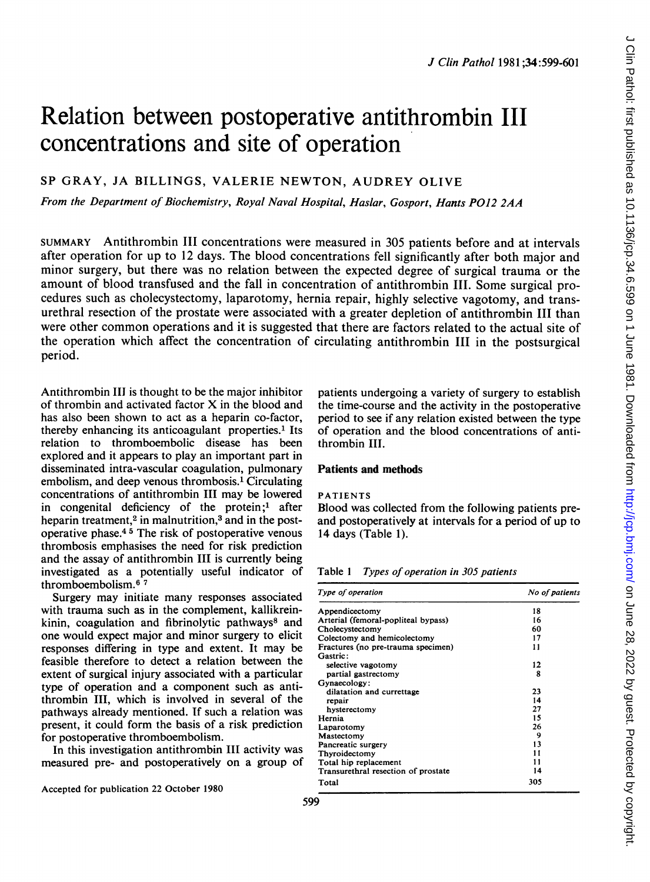# Relation between postoperative antithrombin III concentrations and site of operation

SP GRAY, JA BILLINGS, VALERIE NEWTON, AUDREY OLIVE

*From the Department of Biochemistry, Royal Naval Hospital, Haslar, Gosport, Hants PO12 2AA*

SUMMARY Antithrombin III concentrations were measured in 305 patients before and at intervals after operation for up to 12 days. The blood concentrations fell significantly after both major and minor surgery, but there was no relation between the expected degree of surgical trauma or the amount of blood transfused and the fall in concentration of antithrombin III. Some surgical procedures such as cholecystectomy, laparotomy, hernia repair, highly selective vagotomy, and transurethral resection of the prostate were associated with a greater depletion of antithrombin III than were other common operations and it is suggested that there are factors related to the actual site of the operation which affect the concentration of circulating antithrombin III in the postsurgical period.

Antithrombin III is thought to be the major inhibitor of thrombin and activated factor X in the blood and has also been shown to act as a heparin co-factor, thereby enhancing its anticoagulant properties.[1] Its relation to thromboembolic disease has been explored and it appears to play an important part in disseminated intra-vascular coagulation, pulmonary embolism, and deep venous thrombosis.[1] Circulating concentrations of antithrombin III may be lowered in congenital deficiency of the protein;[1] after heparin treatment,[2] in malnutrition,[3] and in the postoperative phase.[4 5] The risk of postoperative venous thrombosis emphasises the need for risk prediction and the assay of antithrombin III is currently being investigated as a potentially useful indicator of thromboembolism.[6 7]

Surgery may initiate many responses associated with trauma such as in the complement, kallikrein-kinin, coagulation and fibrinolytic pathways[8] and one would expect major and minor surgery to elicit responses differing in type and extent. It may be feasible therefore to detect a relation between the extent of surgical injury associated with a particular type of operation and a component such as antithrombin III, which is involved in several of the pathways already mentioned. If such a relation was present, it could form the basis of a risk prediction for postoperative thromboembolism.

In this investigation antithrombin III activity was measured pre- and postoperatively on a group of patients undergoing a variety of surgery to establish the time-course and the activity in the postoperative period to see if any relation existed between the type of operation and the blood concentrations of antithrombin III.

Accepted for publication 22 October 1980

## Patients and methods

### PATIENTS

Blood was collected from the following patients pre- and postoperatively at intervals for a period of up to 14 days (Table 1).

Table 1 *Types of operation in 305 patients*

| *Type of operation* | *No of patients* |
|---|---|
| Appendicectomy | 18 |
| Arterial (femoral-popliteal bypass) | 16 |
| Cholecystectomy | 60 |
| Colectomy and hemicolectomy | 17 |
| Fractures (no pre-trauma specimen) | 11 |
| Gastric: | |
| selective vagotomy | 12 |
| partial gastrectomy | 8 |
| Gynaecology: | |
| dilatation and currettage | 23 |
| repair | 14 |
| hysterectomy | 27 |
| Hernia | 15 |
| Laparotomy | 26 |
| Mastectomy | 9 |
| Pancreatic surgery | 13 |
| Thyroidectomy | 11 |
| Total hip replacement | 11 |
| Transurethral resection of prostate | 14 |
| Total | 305 |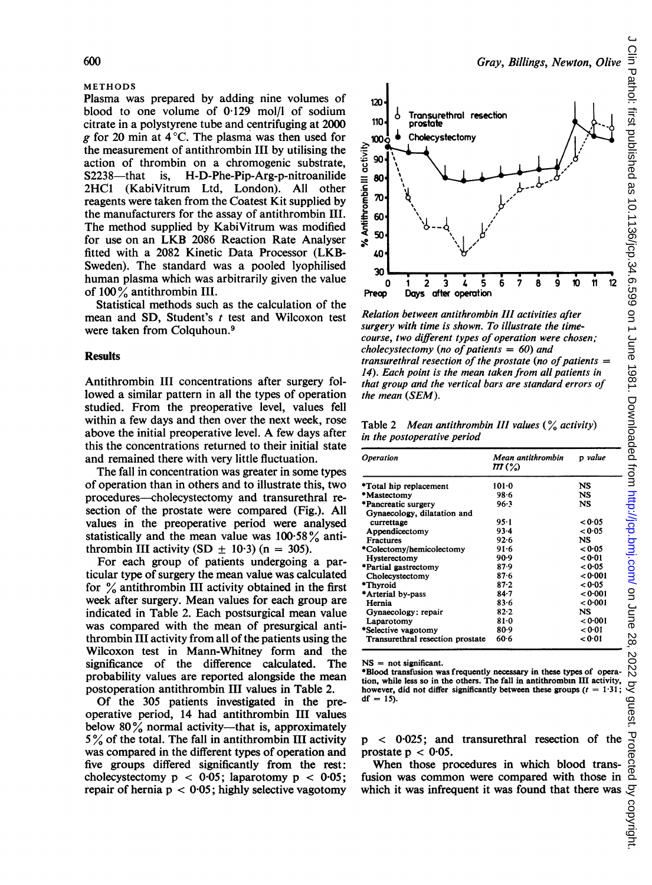## METHODS

Plasma was prepared by adding nine volumes of blood to one volume of 0·129 mol/l of sodium citrate in a polystyrene tube and centrifuging at 2000 *g* for 20 min at 4°C. The plasma was then used for the measurement of antithrombin III by utilising the action of thrombin on a chromogenic substrate, S2238—that is, H-D-Phe-Pip-Arg-p-nitroanilide 2HCl (KabiVitrum Ltd, London). All other reagents were taken from the Coatest Kit supplied by the manufacturers for the assay of antithrombin III. The method supplied by KabiVitrum was modified for use on an LKB 2086 Reaction Rate Analyser fitted with a 2082 Kinetic Data Processor (LKB-Sweden). The standard was a pooled lyophilised human plasma which was arbitrarily given the value of 100% antithrombin III.

Statistical methods such as the calculation of the mean and SD, Student's *t* test and Wilcoxon test were taken from Colquhoun.[9]

## Results

Antithrombin III concentrations after surgery followed a similar pattern in all the types of operation studied. From the preoperative level, values fell within a few days and then over the next week, rose above the initial preoperative level. A few days after this the concentrations returned to their initial state and remained there with very little fluctuation.

The fall in concentration was greater in some types of operation than in others and to illustrate this, two procedures—cholecystectomy and transurethral resection of the prostate were compared (Fig.). All values in the preoperative period were analysed statistically and the mean value was 100·58% antithrombin III activity (SD ± 10·3) (n = 305).

For each group of patients undergoing a particular type of surgery the mean value was calculated for % antithrombin III activity obtained in the first week after surgery. Mean values for each group are indicated in Table 2. Each postsurgical mean value was compared with the mean of presurgical antithrombin III activity from all of the patients using the Wilcoxon test in Mann-Whitney form and the significance of the difference calculated. The probability values are reported alongside the mean postoperation antithrombin III values in Table 2.

Of the 305 patients investigated in the preoperative period, 14 had antithrombin III values below 80% normal activity—that is, approximately 5% of the total. The fall in antithrombin III activity was compared in the different types of operation and five groups differed significantly from the rest: cholecystectomy $p < 0.05$; laparotomy $p < 0.05$; repair of hernia $p < 0.05$; highly selective vagotomy $p < 0.025$; and transurethral resection of the prostate $p < 0.05$.

When those procedures in which blood transfusion was common were compared with those in which it was infrequent it was found that there was

*Relation between antithrombin III activities after surgery with time is shown. To illustrate the time-course, two different types of operation were chosen; cholecystectomy (no of patients = 60) and transurethral resection of the prostate (no of patients = 14). Each point is the mean taken from all patients in that group and the vertical bars are standard errors of the mean (SEM).*

Table 2 *Mean antithrombin III values (% activity) in the postoperative period*

| Operation | Mean antithrombin III (%) | p value |
|---|---|---|
| *Total hip replacement | 101·0 | NS |
| *Mastectomy | 98·6 | NS |
| *Pancreatic surgery | 96·3 | NS |
| Gynaecology, dilatation and currettage | 95·1 | <0·05 |
| Appendicectomy | 93·4 | <0·05 |
| Fractures | 92·6 | NS |
| *Colectomy/hemicolectomy | 91·6 | <0·05 |
| Hysterectomy | 90·9 | <0·01 |
| *Partial gastrectomy | 87·9 | <0·05 |
| Cholecystectomy | 87·6 | <0·001 |
| *Thyroid | 87·2 | <0·05 |
| *Arterial by-pass | 84·7 | <0·001 |
| Hernia | 83·6 | <0·001 |
| Gynaecology: repair | 82·2 | NS |
| Laparotomy | 81·0 | <0·001 |
| *Selective vagotomy | 80·9 | <0·01 |
| Transurethral resection prostate | 60·6 | <0·01 |

NS = not significant.
*Blood transfusion was frequently necessary in these types of operation, while less so in the others. The fall in antithrombin III activity, however, did not differ significantly between these groups ($t = 1.31$; df = 15).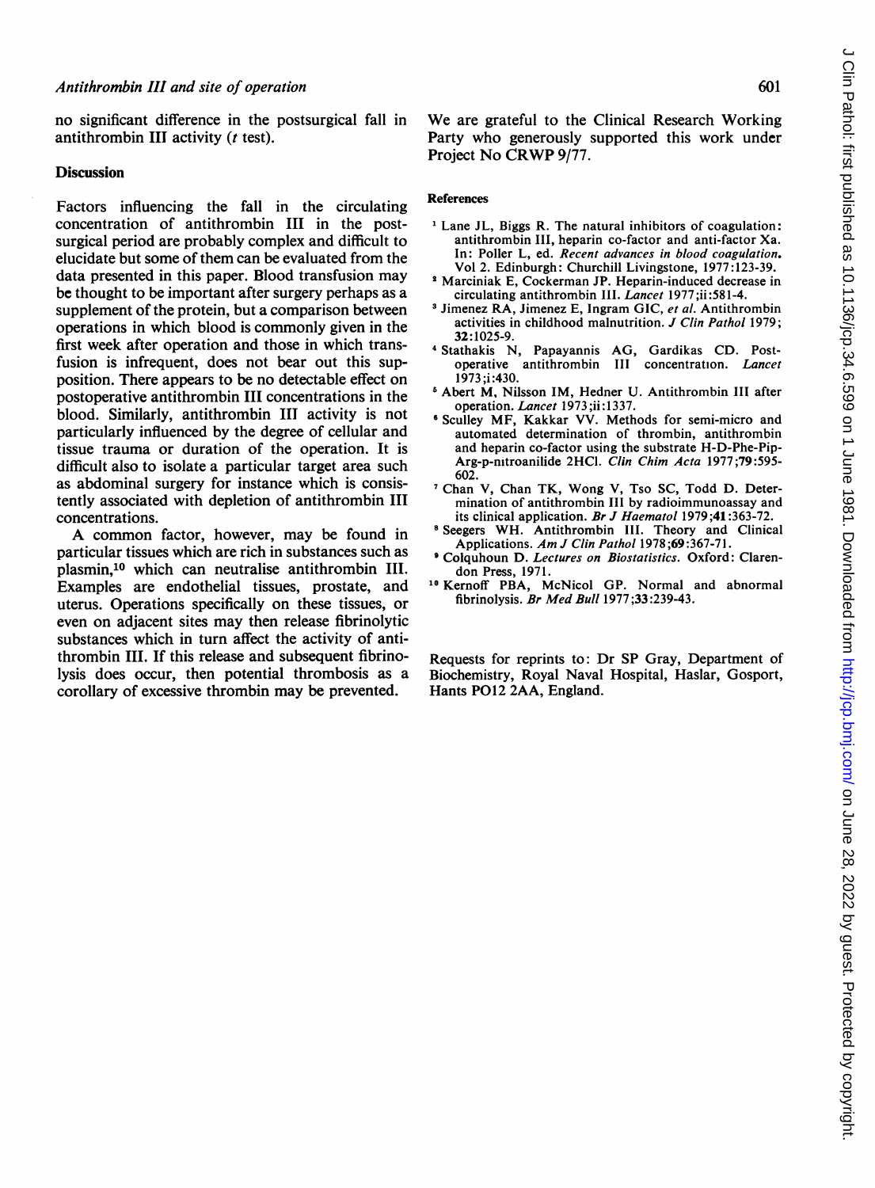no significant difference in the postsurgical fall in antithrombin III activity (*t* test).

## Discussion

Factors influencing the fall in the circulating concentration of antithrombin III in the postsurgical period are probably complex and difficult to elucidate but some of them can be evaluated from the data presented in this paper. Blood transfusion may be thought to be important after surgery perhaps as a supplement of the protein, but a comparison between operations in which blood is commonly given in the first week after operation and those in which transfusion is infrequent, does not bear out this supposition. There appears to be no detectable effect on postoperative antithrombin III concentrations in the blood. Similarly, antithrombin III activity is not particularly influenced by the degree of cellular and tissue trauma or duration of the operation. It is difficult also to isolate a particular target area such as abdominal surgery for instance which is consistently associated with depletion of antithrombin III concentrations.

A common factor, however, may be found in particular tissues which are rich in substances such as plasmin,[10] which can neutralise antithrombin III. Examples are endothelial tissues, prostate, and uterus. Operations specifically on these tissues, or even on adjacent sites may then release fibrinolytic substances which in turn affect the activity of antithrombin III. If this release and subsequent fibrinolysis does occur, then potential thrombosis as a corollary of excessive thrombin may be prevented.

We are grateful to the Clinical Research Working Party who generously supported this work under Project No CRWP 9/77.

### References

1. Lane JL, Biggs R. The natural inhibitors of coagulation: antithrombin III, heparin co-factor and anti-factor Xa. In: Poller L, ed. *Recent advances in blood coagulation.* Vol 2. Edinburgh: Churchill Livingstone, 1977:123-39.
2. Marciniak E, Cockerman JP. Heparin-induced decrease in circulating antithrombin III. *Lancet* 1977;ii:581-4.
3. Jimenez RA, Jimenez E, Ingram GIC, *et al.* Antithrombin activities in childhood malnutrition. *J Clin Pathol* 1979; **32**:1025-9.
4. Stathakis N, Papayannis AG, Gardikas CD. Postoperative antithrombin III concentration. *Lancet* 1973;i:430.
5. Abert M, Nilsson IM, Hedner U. Antithrombin III after operation. *Lancet* 1973;ii:1337.
6. Sculley MF, Kakkar VV. Methods for semi-micro and automated determination of thrombin, antithrombin and heparin co-factor using the substrate H-D-Phe-Pip-Arg-p-nitroanilide 2HCl. *Clin Chim Acta* 1977;**79**:595-602.
7. Chan V, Chan TK, Wong V, Tso SC, Todd D. Determination of antithrombin III by radioimmunoassay and its clinical application. *Br J Haematol* 1979;**41**:363-72.
8. Seegers WH. Antithrombin III. Theory and Clinical Applications. *Am J Clin Pathol* 1978;**69**:367-71.
9. Colquhoun D. *Lectures on Biostatistics.* Oxford: Clarendon Press, 1971.
10. Kernoff PBA, McNicol GP. Normal and abnormal fibrinolysis. *Br Med Bull* 1977;**33**:239-43.

Requests for reprints to: Dr SP Gray, Department of Biochemistry, Royal Naval Hospital, Haslar, Gosport, Hants PO12 2AA, England.